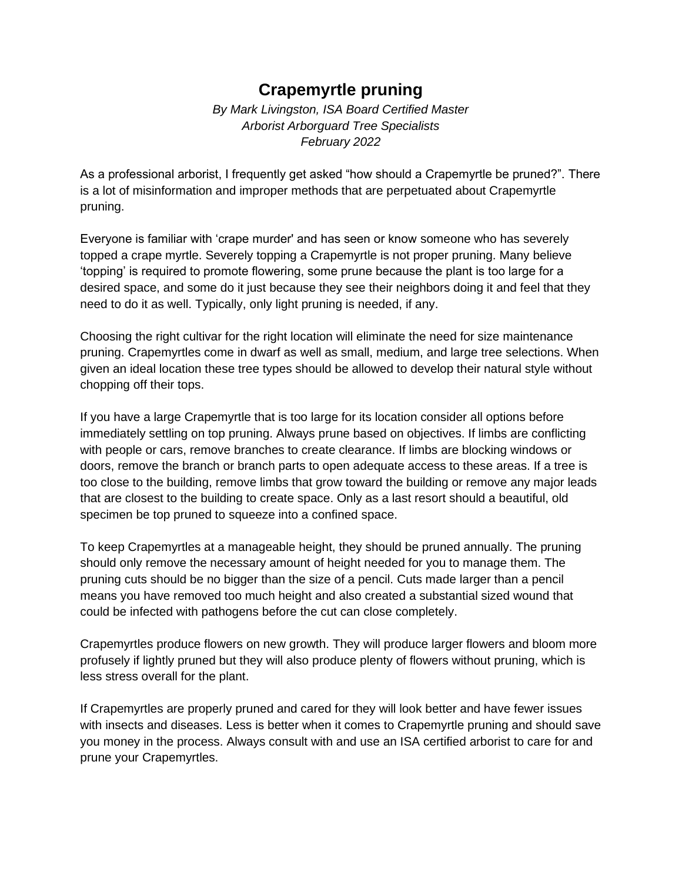# Crapemyrtle pruning

*By Mark Livingston, ISA Board Certified Master Arborist Arborguard Tree Specialists*
*February 2022*

As a professional arborist, I frequently get asked "how should a Crapemyrtle be pruned?". There is a lot of misinformation and improper methods that are perpetuated about Crapemyrtle pruning.

Everyone is familiar with 'crape murder' and has seen or know someone who has severely topped a crape myrtle. Severely topping a Crapemyrtle is not proper pruning. Many believe 'topping' is required to promote flowering, some prune because the plant is too large for a desired space, and some do it just because they see their neighbors doing it and feel that they need to do it as well. Typically, only light pruning is needed, if any.

Choosing the right cultivar for the right location will eliminate the need for size maintenance pruning. Crapemyrtles come in dwarf as well as small, medium, and large tree selections. When given an ideal location these tree types should be allowed to develop their natural style without chopping off their tops.

If you have a large Crapemyrtle that is too large for its location consider all options before immediately settling on top pruning. Always prune based on objectives. If limbs are conflicting with people or cars, remove branches to create clearance. If limbs are blocking windows or doors, remove the branch or branch parts to open adequate access to these areas. If a tree is too close to the building, remove limbs that grow toward the building or remove any major leads that are closest to the building to create space. Only as a last resort should a beautiful, old specimen be top pruned to squeeze into a confined space.

To keep Crapemyrtles at a manageable height, they should be pruned annually. The pruning should only remove the necessary amount of height needed for you to manage them. The pruning cuts should be no bigger than the size of a pencil. Cuts made larger than a pencil means you have removed too much height and also created a substantial sized wound that could be infected with pathogens before the cut can close completely.

Crapemyrtles produce flowers on new growth. They will produce larger flowers and bloom more profusely if lightly pruned but they will also produce plenty of flowers without pruning, which is less stress overall for the plant.

If Crapemyrtles are properly pruned and cared for they will look better and have fewer issues with insects and diseases. Less is better when it comes to Crapemyrtle pruning and should save you money in the process. Always consult with and use an ISA certified arborist to care for and prune your Crapemyrtles.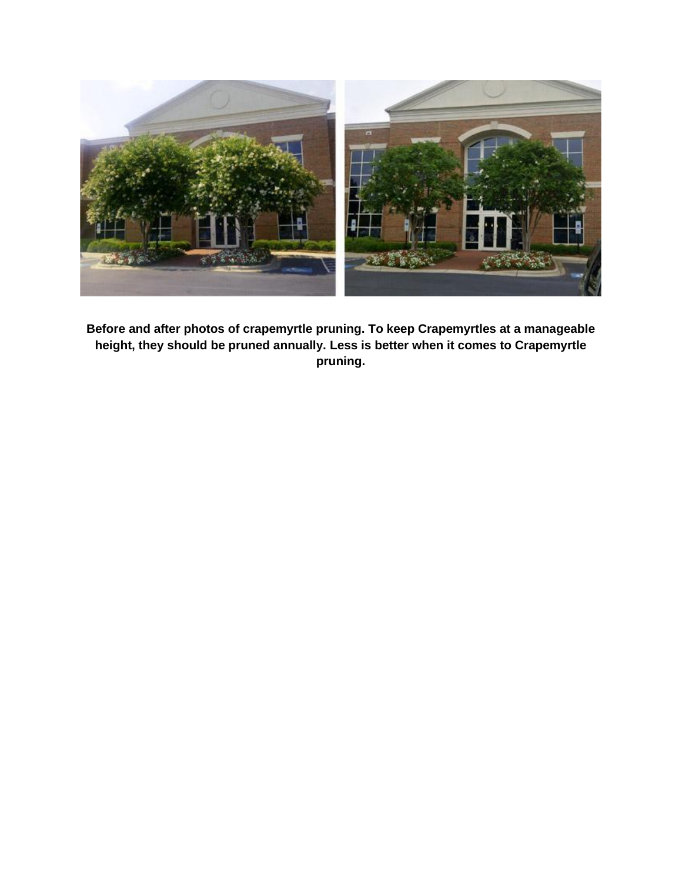**Before and after photos of crapemyrtle pruning. To keep Crapemyrtles at a manageable height, they should be pruned annually. Less is better when it comes to Crapemyrtle pruning.**